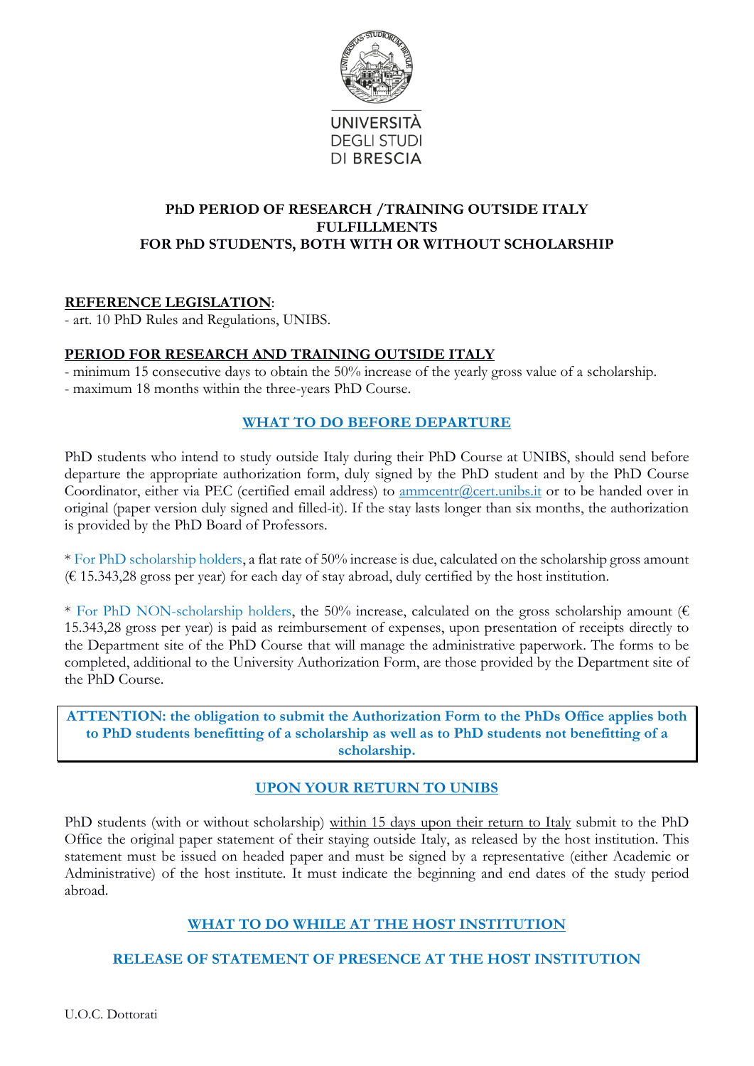UNIVERSITÀ
DEGLI STUDI
DI BRESCIA

# PhD PERIOD OF RESEARCH /TRAINING OUTSIDE ITALY FULFILLMENTS FOR PhD STUDENTS, BOTH WITH OR WITHOUT SCHOLARSHIP

**REFERENCE LEGISLATION**:

- art. 10 PhD Rules and Regulations, UNIBS.

**PERIOD FOR RESEARCH AND TRAINING OUTSIDE ITALY**

- minimum 15 consecutive days to obtain the 50% increase of the yearly gross value of a scholarship.
- maximum 18 months within the three-years PhD Course.

## WHAT TO DO BEFORE DEPARTURE

PhD students who intend to study outside Italy during their PhD Course at UNIBS, should send before departure the appropriate authorization form, duly signed by the PhD student and by the PhD Course Coordinator, either via PEC (certified email address) to ammcentr@cert.unibs.it or to be handed over in original (paper version duly signed and filled-it). If the stay lasts longer than six months, the authorization is provided by the PhD Board of Professors.

\* For PhD scholarship holders, a flat rate of 50% increase is due, calculated on the scholarship gross amount (€ 15.343,28 gross per year) for each day of stay abroad, duly certified by the host institution.

\* For PhD NON-scholarship holders, the 50% increase, calculated on the gross scholarship amount (€ 15.343,28 gross per year) is paid as reimbursement of expenses, upon presentation of receipts directly to the Department site of the PhD Course that will manage the administrative paperwork. The forms to be completed, additional to the University Authorization Form, are those provided by the Department site of the PhD Course.

**ATTENTION: the obligation to submit the Authorization Form to the PhDs Office applies both to PhD students benefitting of a scholarship as well as to PhD students not benefitting of a scholarship.**

## UPON YOUR RETURN TO UNIBS

PhD students (with or without scholarship) within 15 days upon their return to Italy submit to the PhD Office the original paper statement of their staying outside Italy, as released by the host institution. This statement must be issued on headed paper and must be signed by a representative (either Academic or Administrative) of the host institute. It must indicate the beginning and end dates of the study period abroad.

## WHAT TO DO WHILE AT THE HOST INSTITUTION

### RELEASE OF STATEMENT OF PRESENCE AT THE HOST INSTITUTION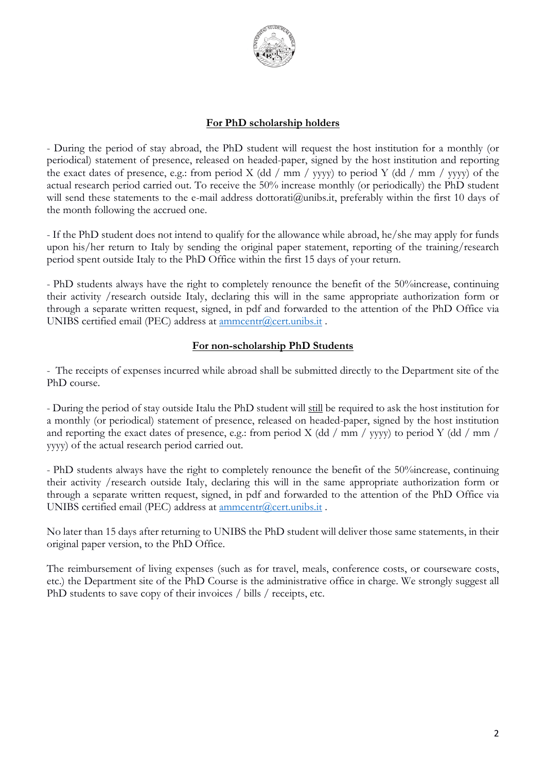**<u>For PhD scholarship holders</u>**

- During the period of stay abroad, the PhD student will request the host institution for a monthly (or periodical) statement of presence, released on headed-paper, signed by the host institution and reporting the exact dates of presence, e.g.: from period X (dd / mm / yyyy) to period Y (dd / mm / yyyy) of the actual research period carried out. To receive the 50% increase monthly (or periodically) the PhD student will send these statements to the e-mail address dottorati@unibs.it, preferably within the first 10 days of the month following the accrued one.

- If the PhD student does not intend to qualify for the allowance while abroad, he/she may apply for funds upon his/her return to Italy by sending the original paper statement, reporting of the training/research period spent outside Italy to the PhD Office within the first 15 days of your return.

- PhD students always have the right to completely renounce the benefit of the 50%increase, continuing their activity /research outside Italy, declaring this will in the same appropriate authorization form or through a separate written request, signed, in pdf and forwarded to the attention of the PhD Office via UNIBS certified email (PEC) address at ammcentr@cert.unibs.it .

**<u>For non-scholarship PhD Students</u>**

- The receipts of expenses incurred while abroad shall be submitted directly to the Department site of the PhD course.

- During the period of stay outside Italu the PhD student will <u>still</u> be required to ask the host institution for a monthly (or periodical) statement of presence, released on headed-paper, signed by the host institution and reporting the exact dates of presence, e.g.: from period X (dd / mm / yyyy) to period Y (dd / mm / yyyy) of the actual research period carried out.

- PhD students always have the right to completely renounce the benefit of the 50%increase, continuing their activity /research outside Italy, declaring this will in the same appropriate authorization form or through a separate written request, signed, in pdf and forwarded to the attention of the PhD Office via UNIBS certified email (PEC) address at ammcentr@cert.unibs.it .

No later than 15 days after returning to UNIBS the PhD student will deliver those same statements, in their original paper version, to the PhD Office.

The reimbursement of living expenses (such as for travel, meals, conference costs, or courseware costs, etc.) the Department site of the PhD Course is the administrative office in charge. We strongly suggest all PhD students to save copy of their invoices / bills / receipts, etc.